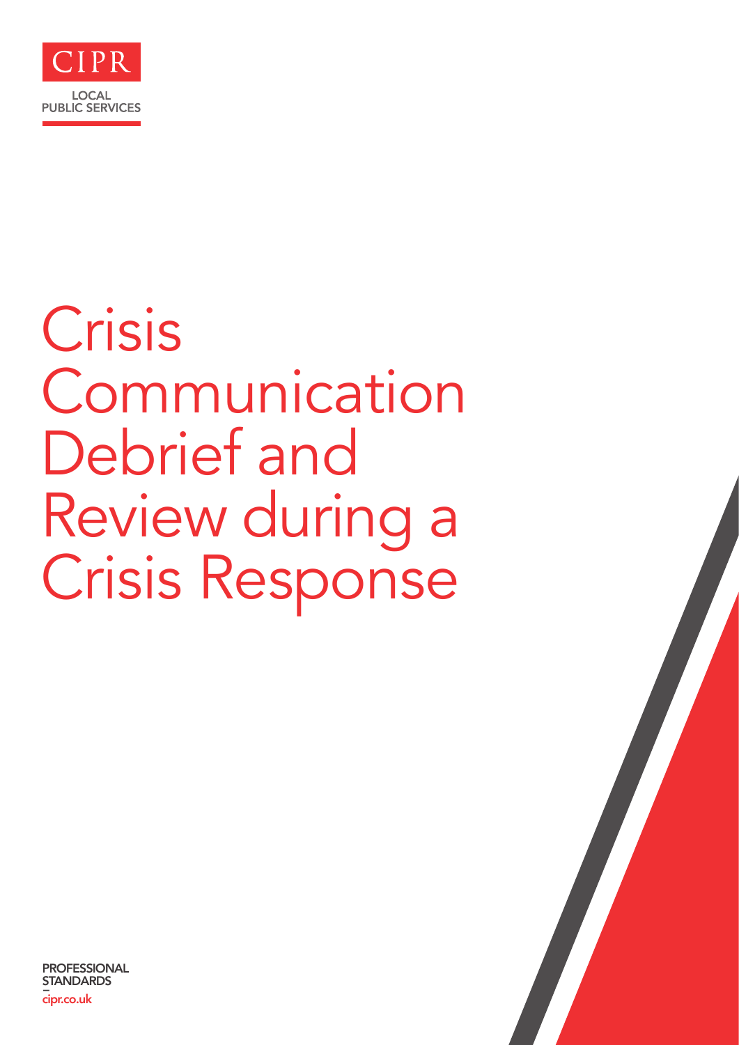CIPR

LOCAL PUBLIC SERVICES

# Crisis Communication Debrief and Review during a Crisis Response

PROFESSIONAL STANDARDS

—

cipr.co.uk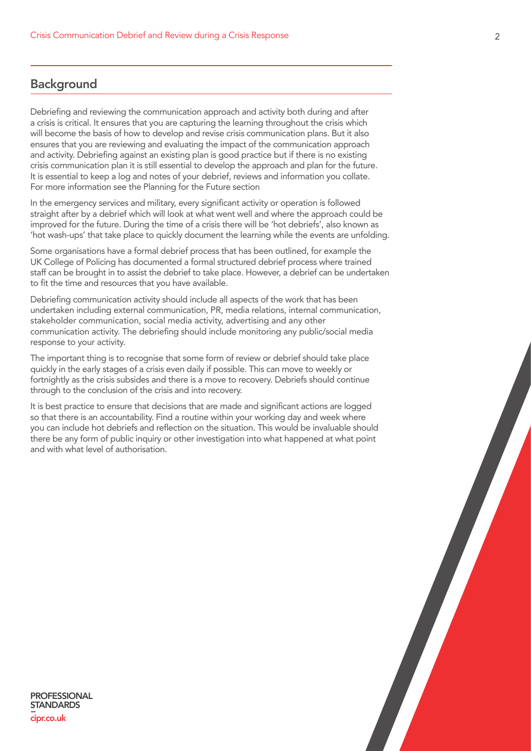## Background

Debriefing and reviewing the communication approach and activity both during and after a crisis is critical. It ensures that you are capturing the learning throughout the crisis which will become the basis of how to develop and revise crisis communication plans. But it also ensures that you are reviewing and evaluating the impact of the communication approach and activity. Debriefing against an existing plan is good practice but if there is no existing crisis communication plan it is still essential to develop the approach and plan for the future. It is essential to keep a log and notes of your debrief, reviews and information you collate. For more information see the Planning for the Future section

In the emergency services and military, every significant activity or operation is followed straight after by a debrief which will look at what went well and where the approach could be improved for the future. During the time of a crisis there will be 'hot debriefs', also known as 'hot wash-ups' that take place to quickly document the learning while the events are unfolding.

Some organisations have a formal debrief process that has been outlined, for example the UK College of Policing has documented a formal structured debrief process where trained staff can be brought in to assist the debrief to take place. However, a debrief can be undertaken to fit the time and resources that you have available.

Debriefing communication activity should include all aspects of the work that has been undertaken including external communication, PR, media relations, internal communication, stakeholder communication, social media activity, advertising and any other communication activity. The debriefing should include monitoring any public/social media response to your activity.

The important thing is to recognise that some form of review or debrief should take place quickly in the early stages of a crisis even daily if possible. This can move to weekly or fortnightly as the crisis subsides and there is a move to recovery. Debriefs should continue through to the conclusion of the crisis and into recovery.

It is best practice to ensure that decisions that are made and significant actions are logged so that there is an accountability. Find a routine within your working day and week where you can include hot debriefs and reflection on the situation. This would be invaluable should there be any form of public inquiry or other investigation into what happened at what point and with what level of authorisation.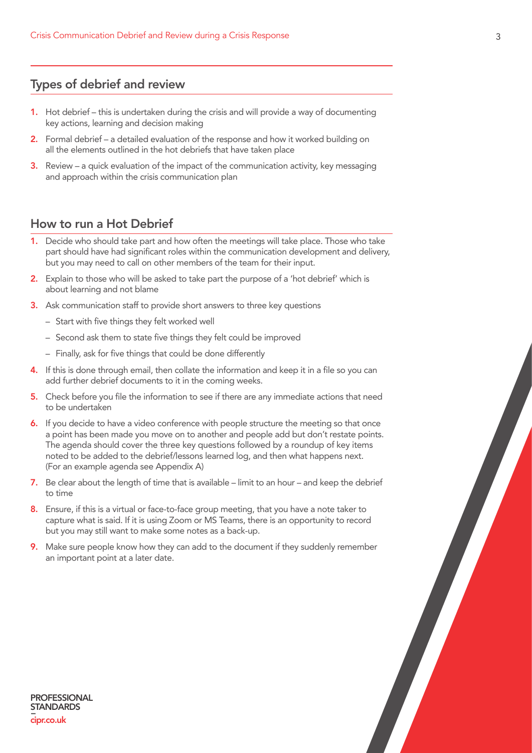## Types of debrief and review

1. Hot debrief – this is undertaken during the crisis and will provide a way of documenting key actions, learning and decision making
2. Formal debrief – a detailed evaluation of the response and how it worked building on all the elements outlined in the hot debriefs that have taken place
3. Review – a quick evaluation of the impact of the communication activity, key messaging and approach within the crisis communication plan

## How to run a Hot Debrief

1. Decide who should take part and how often the meetings will take place. Those who take part should have had significant roles within the communication development and delivery, but you may need to call on other members of the team for their input.
2. Explain to those who will be asked to take part the purpose of a 'hot debrief' which is about learning and not blame
3. Ask communication staff to provide short answers to three key questions
   - Start with five things they felt worked well
   - Second ask them to state five things they felt could be improved
   - Finally, ask for five things that could be done differently
4. If this is done through email, then collate the information and keep it in a file so you can add further debrief documents to it in the coming weeks.
5. Check before you file the information to see if there are any immediate actions that need to be undertaken
6. If you decide to have a video conference with people structure the meeting so that once a point has been made you move on to another and people add but don't restate points. The agenda should cover the three key questions followed by a roundup of key items noted to be added to the debrief/lessons learned log, and then what happens next. (For an example agenda see Appendix A)
7. Be clear about the length of time that is available – limit to an hour – and keep the debrief to time
8. Ensure, if this is a virtual or face-to-face group meeting, that you have a note taker to capture what is said. If it is using Zoom or MS Teams, there is an opportunity to record but you may still want to make some notes as a back-up.
9. Make sure people know how they can add to the document if they suddenly remember an important point at a later date.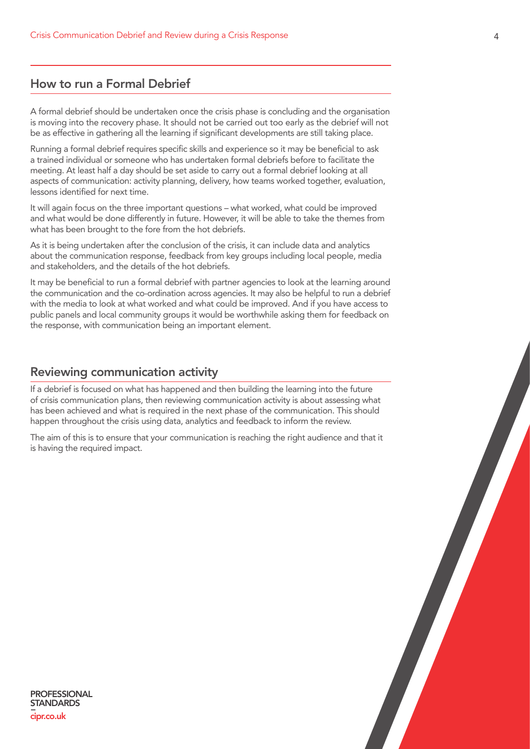## How to run a Formal Debrief

A formal debrief should be undertaken once the crisis phase is concluding and the organisation is moving into the recovery phase. It should not be carried out too early as the debrief will not be as effective in gathering all the learning if significant developments are still taking place.

Running a formal debrief requires specific skills and experience so it may be beneficial to ask a trained individual or someone who has undertaken formal debriefs before to facilitate the meeting. At least half a day should be set aside to carry out a formal debrief looking at all aspects of communication: activity planning, delivery, how teams worked together, evaluation, lessons identified for next time.

It will again focus on the three important questions – what worked, what could be improved and what would be done differently in future. However, it will be able to take the themes from what has been brought to the fore from the hot debriefs.

As it is being undertaken after the conclusion of the crisis, it can include data and analytics about the communication response, feedback from key groups including local people, media and stakeholders, and the details of the hot debriefs.

It may be beneficial to run a formal debrief with partner agencies to look at the learning around the communication and the co-ordination across agencies. It may also be helpful to run a debrief with the media to look at what worked and what could be improved. And if you have access to public panels and local community groups it would be worthwhile asking them for feedback on the response, with communication being an important element.

## Reviewing communication activity

If a debrief is focused on what has happened and then building the learning into the future of crisis communication plans, then reviewing communication activity is about assessing what has been achieved and what is required in the next phase of the communication. This should happen throughout the crisis using data, analytics and feedback to inform the review.

The aim of this is to ensure that your communication is reaching the right audience and that it is having the required impact.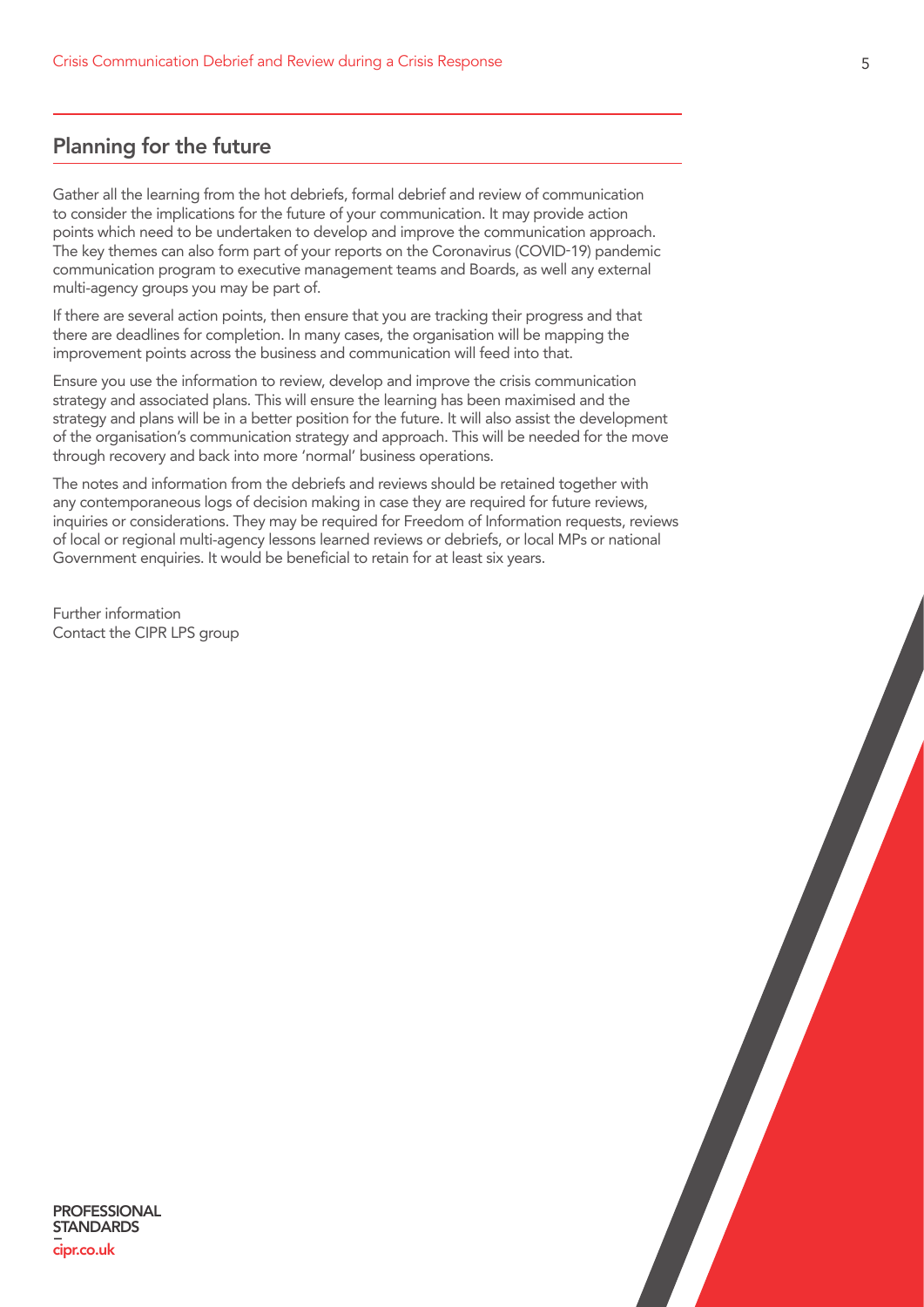## Planning for the future

Gather all the learning from the hot debriefs, formal debrief and review of communication to consider the implications for the future of your communication. It may provide action points which need to be undertaken to develop and improve the communication approach. The key themes can also form part of your reports on the Coronavirus (COVID-19) pandemic communication program to executive management teams and Boards, as well any external multi-agency groups you may be part of.

If there are several action points, then ensure that you are tracking their progress and that there are deadlines for completion. In many cases, the organisation will be mapping the improvement points across the business and communication will feed into that.

Ensure you use the information to review, develop and improve the crisis communication strategy and associated plans. This will ensure the learning has been maximised and the strategy and plans will be in a better position for the future. It will also assist the development of the organisation's communication strategy and approach. This will be needed for the move through recovery and back into more 'normal' business operations.

The notes and information from the debriefs and reviews should be retained together with any contemporaneous logs of decision making in case they are required for future reviews, inquiries or considerations. They may be required for Freedom of Information requests, reviews of local or regional multi-agency lessons learned reviews or debriefs, or local MPs or national Government enquiries. It would be beneficial to retain for at least six years.

Further information
Contact the CIPR LPS group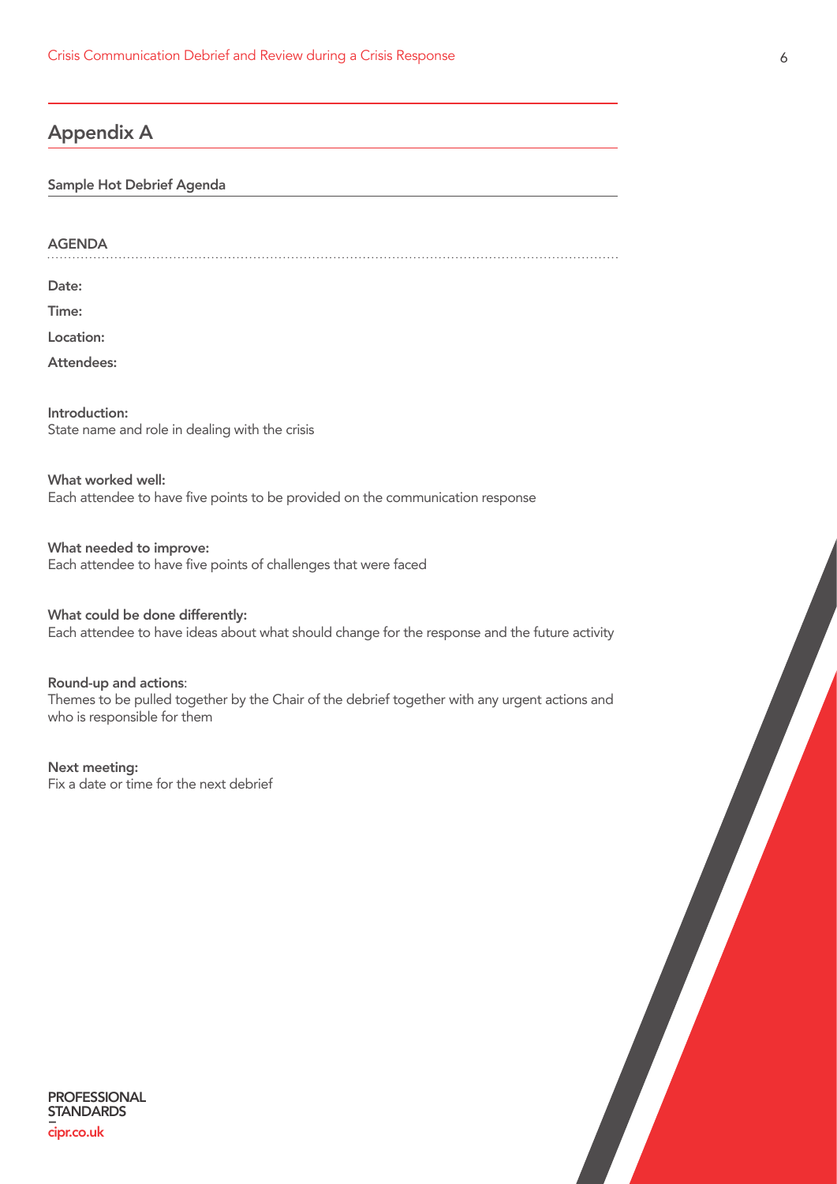## Appendix A

### Sample Hot Debrief Agenda

**AGENDA**

**Date:**

**Time:**

**Location:**

**Attendees:**

**Introduction:**
State name and role in dealing with the crisis

**What worked well:**
Each attendee to have five points to be provided on the communication response

**What needed to improve:**
Each attendee to have five points of challenges that were faced

**What could be done differently:**
Each attendee to have ideas about what should change for the response and the future activity

**Round-up and actions**:
Themes to be pulled together by the Chair of the debrief together with any urgent actions and who is responsible for them

**Next meeting:**
Fix a date or time for the next debrief